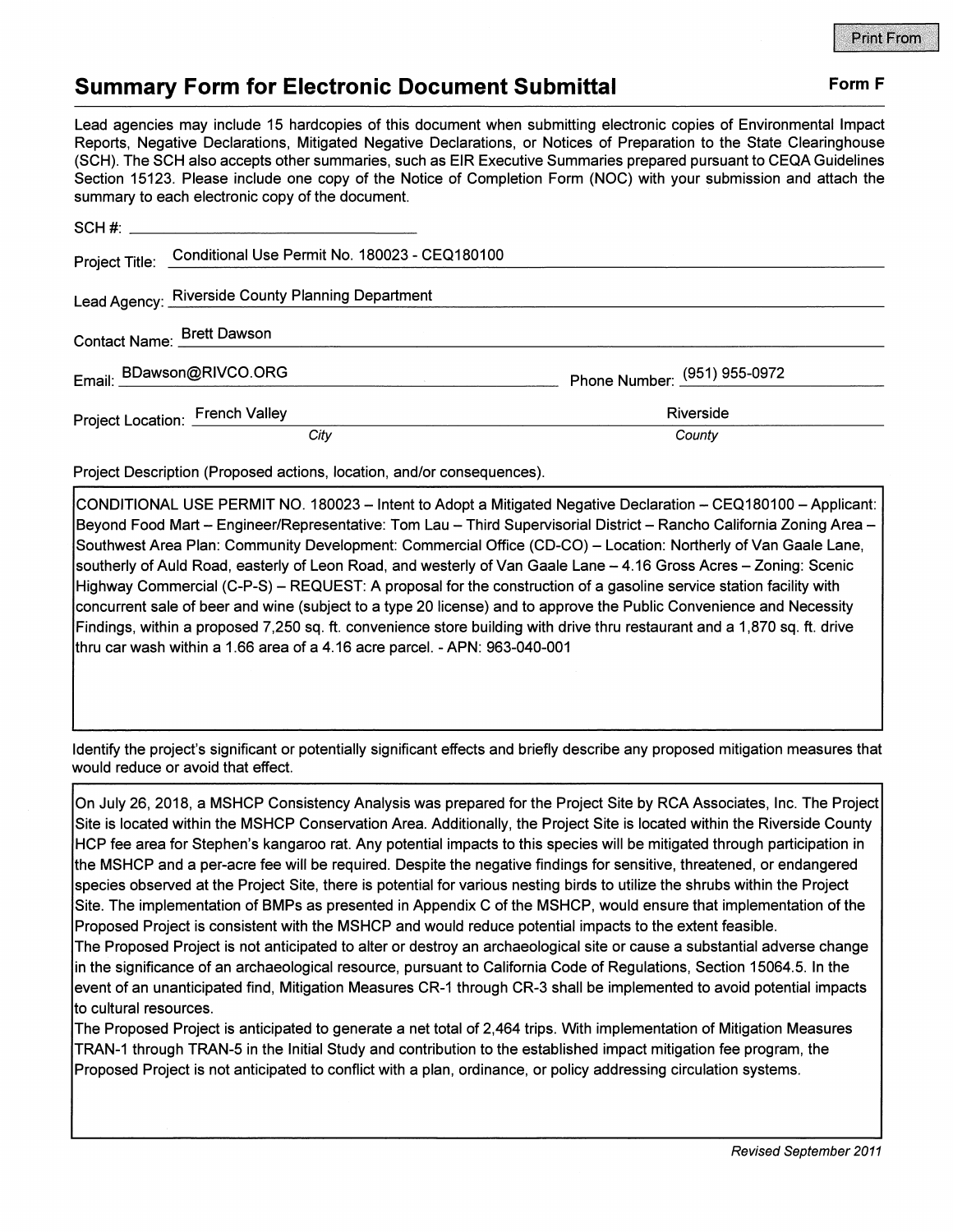Print From

## Summary Form for Electronic Document Submittal

**Form F**

Lead agencies may include 15 hardcopies of this document when submitting electronic copies of Environmental Impact Reports, Negative Declarations, Mitigated Negative Declarations, or Notices of Preparation to the State Clearinghouse (SCH). The SCH also accepts other summaries, such as EIR Executive Summaries prepared pursuant to CEQA Guidelines Section 15123. Please include one copy of the Notice of Completion Form (NOC) with your submission and attach the summary to each electronic copy of the document.

SCH #: ______________________

Project Title: Conditional Use Permit No. 180023 - CEQ180100

Lead Agency: Riverside County Planning Department

Contact Name: Brett Dawson

Email: BDawson@RIVCO.ORG

Phone Number: (951) 955-0972

Project Location: French Valley (*City*) Riverside (*County*)

Project Description (Proposed actions, location, and/or consequences).

CONDITIONAL USE PERMIT NO. 180023 – Intent to Adopt a Mitigated Negative Declaration – CEQ180100 – Applicant: Beyond Food Mart – Engineer/Representative: Tom Lau – Third Supervisorial District – Rancho California Zoning Area – Southwest Area Plan: Community Development: Commercial Office (CD-CO) – Location: Northerly of Van Gaale Lane, southerly of Auld Road, easterly of Leon Road, and westerly of Van Gaale Lane – 4.16 Gross Acres – Zoning: Scenic Highway Commercial (C-P-S) – REQUEST: A proposal for the construction of a gasoline service station facility with concurrent sale of beer and wine (subject to a type 20 license) and to approve the Public Convenience and Necessity Findings, within a proposed 7,250 sq. ft. convenience store building with drive thru restaurant and a 1,870 sq. ft. drive thru car wash within a 1.66 area of a 4.16 acre parcel. - APN: 963-040-001

Identify the project's significant or potentially significant effects and briefly describe any proposed mitigation measures that would reduce or avoid that effect.

On July 26, 2018, a MSHCP Consistency Analysis was prepared for the Project Site by RCA Associates, Inc. The Project Site is located within the MSHCP Conservation Area. Additionally, the Project Site is located within the Riverside County HCP fee area for Stephen's kangaroo rat. Any potential impacts to this species will be mitigated through participation in the MSHCP and a per-acre fee will be required. Despite the negative findings for sensitive, threatened, or endangered species observed at the Project Site, there is potential for various nesting birds to utilize the shrubs within the Project Site. The implementation of BMPs as presented in Appendix C of the MSHCP, would ensure that implementation of the Proposed Project is consistent with the MSHCP and would reduce potential impacts to the extent feasible.

The Proposed Project is not anticipated to alter or destroy an archaeological site or cause a substantial adverse change in the significance of an archaeological resource, pursuant to California Code of Regulations, Section 15064.5. In the event of an unanticipated find, Mitigation Measures CR-1 through CR-3 shall be implemented to avoid potential impacts to cultural resources.

The Proposed Project is anticipated to generate a net total of 2,464 trips. With implementation of Mitigation Measures TRAN-1 through TRAN-5 in the Initial Study and contribution to the established impact mitigation fee program, the Proposed Project is not anticipated to conflict with a plan, ordinance, or policy addressing circulation systems.

*Revised September 2011*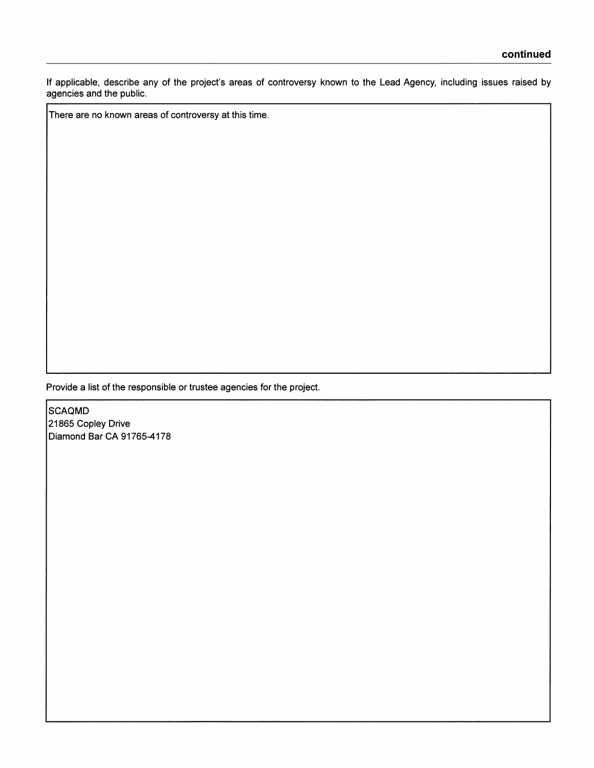**continued**

If applicable, describe any of the project's areas of controversy known to the Lead Agency, including issues raised by agencies and the public.

There are no known areas of controversy at this time.

Provide a list of the responsible or trustee agencies for the project.

SCAQMD
21865 Copley Drive
Diamond Bar CA 91765-4178